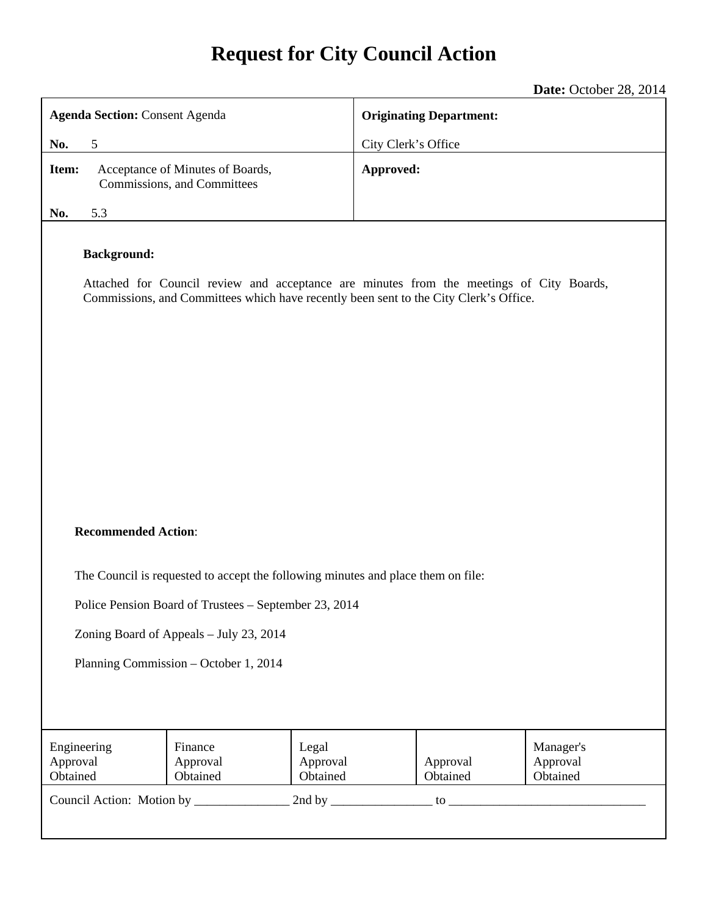# Request for City Council Action

**Date:** October 28, 2014

| **Agenda Section:** Consent Agenda<br><br>**No.** 5 | **Originating Department:**<br><br>City Clerk's Office |
|---|---|
| **Item:** Acceptance of Minutes of Boards, Commissions, and Committees<br><br>**No.** 5.3 | **Approved:** |

**Background:**

Attached for Council review and acceptance are minutes from the meetings of City Boards, Commissions, and Committees which have recently been sent to the City Clerk's Office.

**Recommended Action**:

The Council is requested to accept the following minutes and place them on file:

Police Pension Board of Trustees – September 23, 2014

Zoning Board of Appeals – July 23, 2014

Planning Commission – October 1, 2014

| Engineering Approval Obtained | Finance Approval Obtained | Legal Approval Obtained | Approval Obtained | Manager's Approval Obtained |
|---|---|---|---|---|

Council Action: Motion by _______________ 2nd by ________________ to ________________________________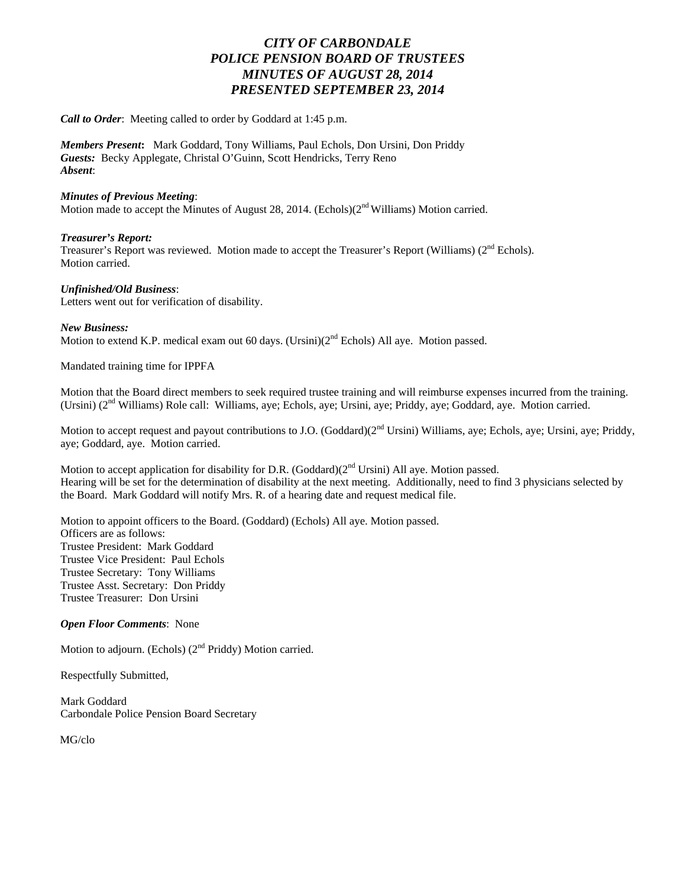# *CITY OF CARBONDALE*
# *POLICE PENSION BOARD OF TRUSTEES*
# *MINUTES OF AUGUST 28, 2014*
# *PRESENTED SEPTEMBER 23, 2014*

***Call to Order***: Meeting called to order by Goddard at 1:45 p.m.

***Members Present*:** Mark Goddard, Tony Williams, Paul Echols, Don Ursini, Don Priddy
***Guests:*** Becky Applegate, Christal O'Guinn, Scott Hendricks, Terry Reno
***Absent***:

***Minutes of Previous Meeting***:
Motion made to accept the Minutes of August 28, 2014. (Echols)(2nd Williams) Motion carried.

***Treasurer's Report:***
Treasurer's Report was reviewed. Motion made to accept the Treasurer's Report (Williams) (2nd Echols). Motion carried.

***Unfinished/Old Business***:
Letters went out for verification of disability.

***New Business:***
Motion to extend K.P. medical exam out 60 days. (Ursini)(2nd Echols) All aye. Motion passed.

Mandated training time for IPPFA

Motion that the Board direct members to seek required trustee training and will reimburse expenses incurred from the training. (Ursini) (2nd Williams) Role call: Williams, aye; Echols, aye; Ursini, aye; Priddy, aye; Goddard, aye. Motion carried.

Motion to accept request and payout contributions to J.O. (Goddard)(2nd Ursini) Williams, aye; Echols, aye; Ursini, aye; Priddy, aye; Goddard, aye. Motion carried.

Motion to accept application for disability for D.R. (Goddard)(2nd Ursini) All aye. Motion passed.
Hearing will be set for the determination of disability at the next meeting. Additionally, need to find 3 physicians selected by the Board. Mark Goddard will notify Mrs. R. of a hearing date and request medical file.

Motion to appoint officers to the Board. (Goddard) (Echols) All aye. Motion passed.
Officers are as follows:
Trustee President: Mark Goddard
Trustee Vice President: Paul Echols
Trustee Secretary: Tony Williams
Trustee Asst. Secretary: Don Priddy
Trustee Treasurer: Don Ursini

***Open Floor Comments***: None

Motion to adjourn. (Echols) (2nd Priddy) Motion carried.

Respectfully Submitted,

Mark Goddard
Carbondale Police Pension Board Secretary

MG/clo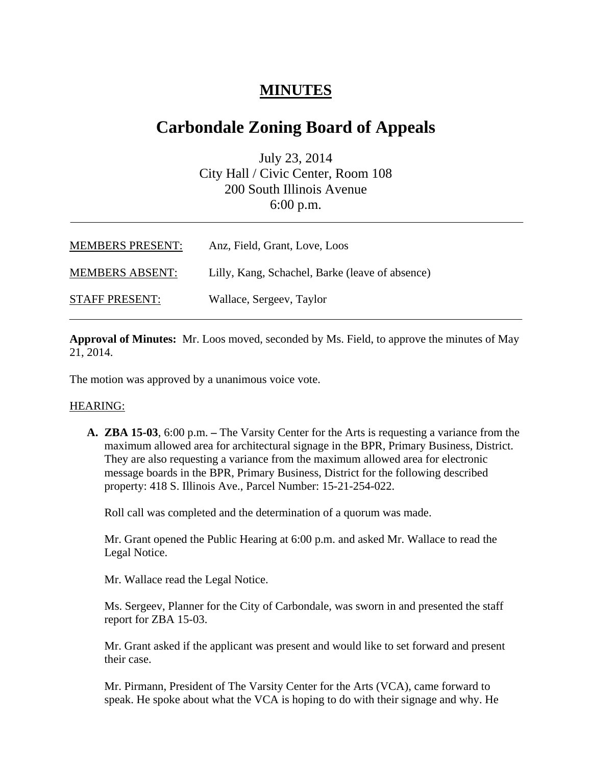# MINUTES

# Carbondale Zoning Board of Appeals

July 23, 2014
City Hall / Civic Center, Room 108
200 South Illinois Avenue
6:00 p.m.

---

| | |
|---|---|
| MEMBERS PRESENT: | Anz, Field, Grant, Love, Loos |
| MEMBERS ABSENT: | Lilly, Kang, Schachel, Barke (leave of absence) |
| STAFF PRESENT: | Wallace, Sergeev, Taylor |

---

**Approval of Minutes:** Mr. Loos moved, seconded by Ms. Field, to approve the minutes of May 21, 2014.

The motion was approved by a unanimous voice vote.

HEARING:

**A. ZBA 15-03**, 6:00 p.m. **–** The Varsity Center for the Arts is requesting a variance from the maximum allowed area for architectural signage in the BPR, Primary Business, District. They are also requesting a variance from the maximum allowed area for electronic message boards in the BPR, Primary Business, District for the following described property: 418 S. Illinois Ave., Parcel Number: 15-21-254-022.

Roll call was completed and the determination of a quorum was made.

Mr. Grant opened the Public Hearing at 6:00 p.m. and asked Mr. Wallace to read the Legal Notice.

Mr. Wallace read the Legal Notice.

Ms. Sergeev, Planner for the City of Carbondale, was sworn in and presented the staff report for ZBA 15-03.

Mr. Grant asked if the applicant was present and would like to set forward and present their case.

Mr. Pirmann, President of The Varsity Center for the Arts (VCA), came forward to speak. He spoke about what the VCA is hoping to do with their signage and why. He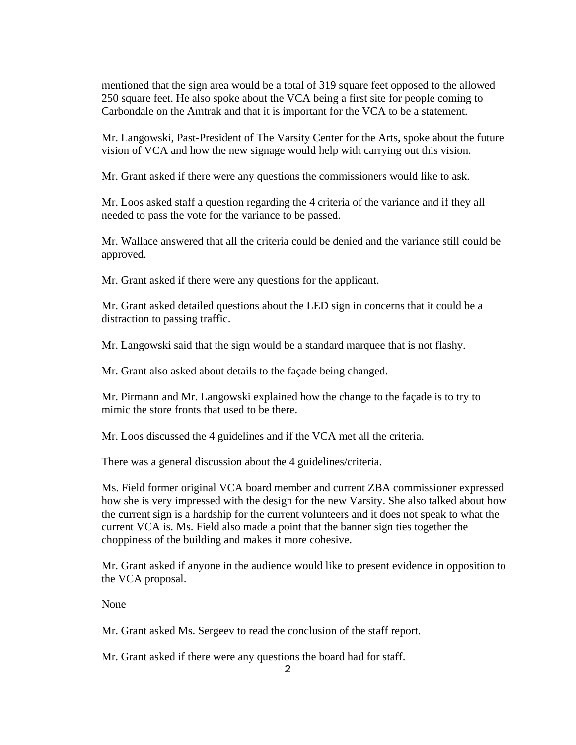mentioned that the sign area would be a total of 319 square feet opposed to the allowed 250 square feet. He also spoke about the VCA being a first site for people coming to Carbondale on the Amtrak and that it is important for the VCA to be a statement.

Mr. Langowski, Past-President of The Varsity Center for the Arts, spoke about the future vision of VCA and how the new signage would help with carrying out this vision.

Mr. Grant asked if there were any questions the commissioners would like to ask.

Mr. Loos asked staff a question regarding the 4 criteria of the variance and if they all needed to pass the vote for the variance to be passed.

Mr. Wallace answered that all the criteria could be denied and the variance still could be approved.

Mr. Grant asked if there were any questions for the applicant.

Mr. Grant asked detailed questions about the LED sign in concerns that it could be a distraction to passing traffic.

Mr. Langowski said that the sign would be a standard marquee that is not flashy.

Mr. Grant also asked about details to the façade being changed.

Mr. Pirmann and Mr. Langowski explained how the change to the façade is to try to mimic the store fronts that used to be there.

Mr. Loos discussed the 4 guidelines and if the VCA met all the criteria.

There was a general discussion about the 4 guidelines/criteria.

Ms. Field former original VCA board member and current ZBA commissioner expressed how she is very impressed with the design for the new Varsity. She also talked about how the current sign is a hardship for the current volunteers and it does not speak to what the current VCA is. Ms. Field also made a point that the banner sign ties together the choppiness of the building and makes it more cohesive.

Mr. Grant asked if anyone in the audience would like to present evidence in opposition to the VCA proposal.

None

Mr. Grant asked Ms. Sergeev to read the conclusion of the staff report.

Mr. Grant asked if there were any questions the board had for staff.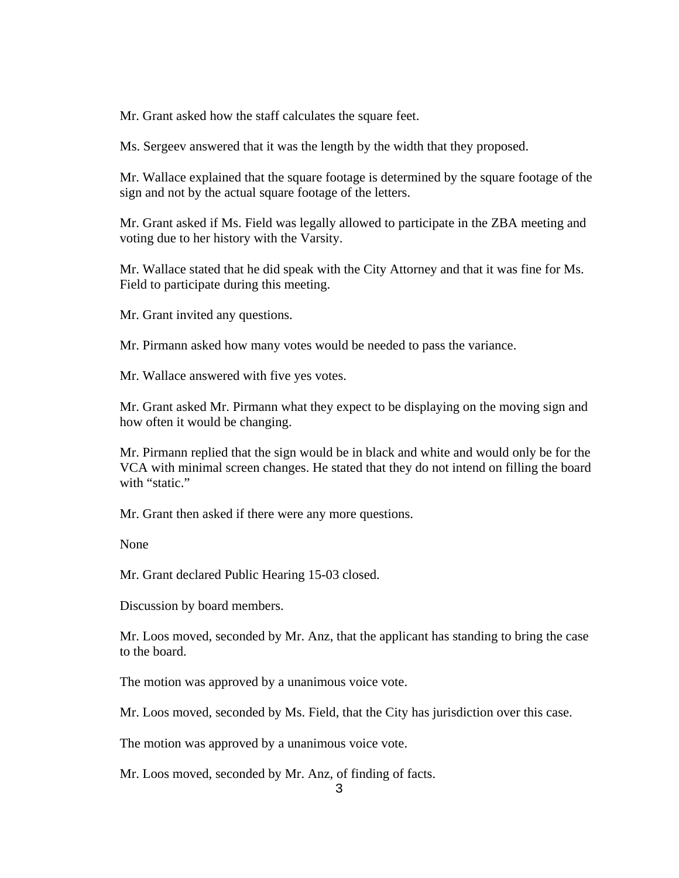Mr. Grant asked how the staff calculates the square feet.

Ms. Sergeev answered that it was the length by the width that they proposed.

Mr. Wallace explained that the square footage is determined by the square footage of the sign and not by the actual square footage of the letters.

Mr. Grant asked if Ms. Field was legally allowed to participate in the ZBA meeting and voting due to her history with the Varsity.

Mr. Wallace stated that he did speak with the City Attorney and that it was fine for Ms. Field to participate during this meeting.

Mr. Grant invited any questions.

Mr. Pirmann asked how many votes would be needed to pass the variance.

Mr. Wallace answered with five yes votes.

Mr. Grant asked Mr. Pirmann what they expect to be displaying on the moving sign and how often it would be changing.

Mr. Pirmann replied that the sign would be in black and white and would only be for the VCA with minimal screen changes. He stated that they do not intend on filling the board with "static."

Mr. Grant then asked if there were any more questions.

None

Mr. Grant declared Public Hearing 15-03 closed.

Discussion by board members.

Mr. Loos moved, seconded by Mr. Anz, that the applicant has standing to bring the case to the board.

The motion was approved by a unanimous voice vote.

Mr. Loos moved, seconded by Ms. Field, that the City has jurisdiction over this case.

The motion was approved by a unanimous voice vote.

Mr. Loos moved, seconded by Mr. Anz, of finding of facts.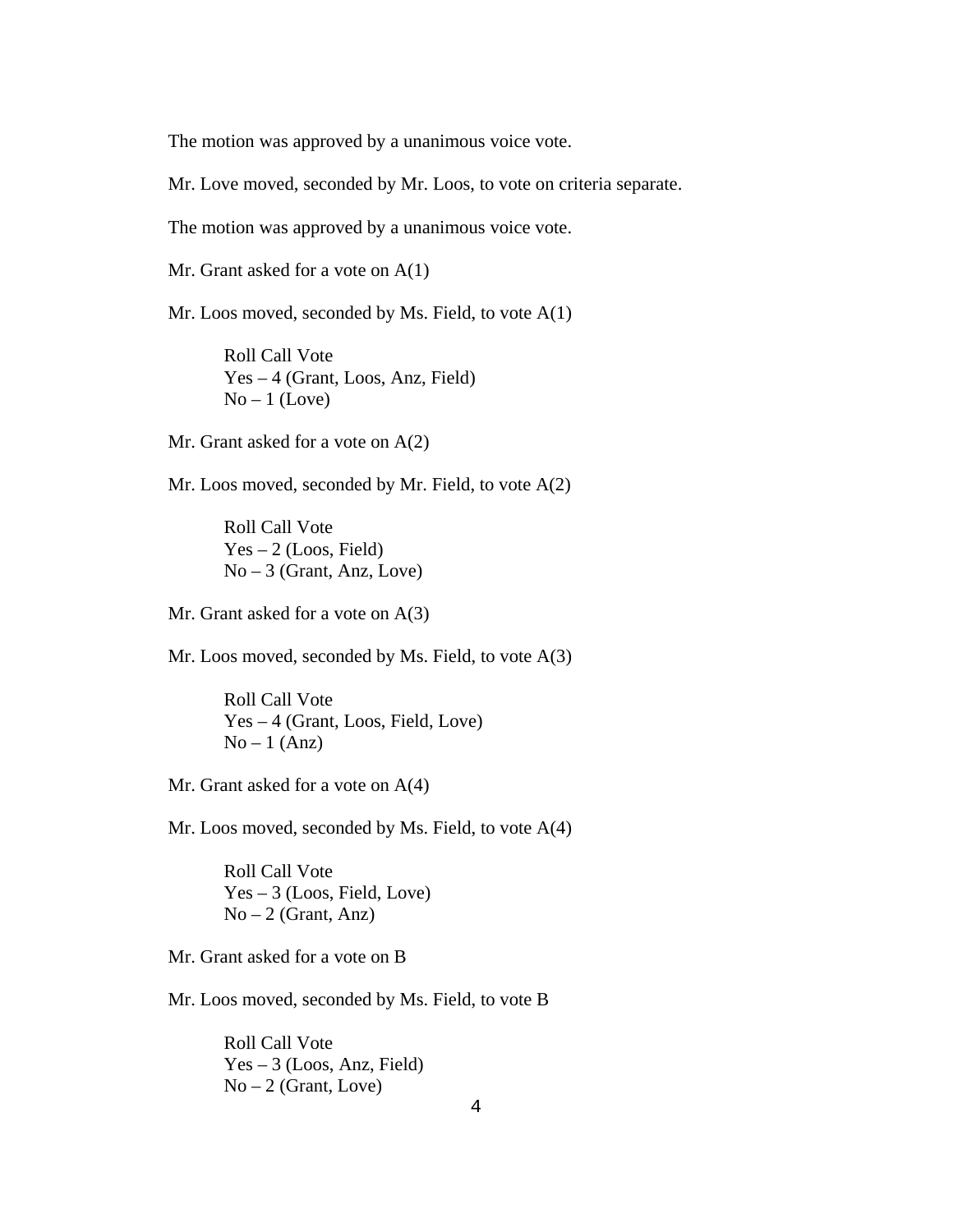The motion was approved by a unanimous voice vote.

Mr. Love moved, seconded by Mr. Loos, to vote on criteria separate.

The motion was approved by a unanimous voice vote.

Mr. Grant asked for a vote on A(1)

Mr. Loos moved, seconded by Ms. Field, to vote A(1)

> Roll Call Vote
> Yes – 4 (Grant, Loos, Anz, Field)
> No – 1 (Love)

Mr. Grant asked for a vote on A(2)

Mr. Loos moved, seconded by Mr. Field, to vote A(2)

> Roll Call Vote
> Yes – 2 (Loos, Field)
> No – 3 (Grant, Anz, Love)

Mr. Grant asked for a vote on A(3)

Mr. Loos moved, seconded by Ms. Field, to vote A(3)

> Roll Call Vote
> Yes – 4 (Grant, Loos, Field, Love)
> No – 1 (Anz)

Mr. Grant asked for a vote on A(4)

Mr. Loos moved, seconded by Ms. Field, to vote A(4)

> Roll Call Vote
> Yes – 3 (Loos, Field, Love)
> No – 2 (Grant, Anz)

Mr. Grant asked for a vote on B

Mr. Loos moved, seconded by Ms. Field, to vote B

> Roll Call Vote
> Yes – 3 (Loos, Anz, Field)
> No – 2 (Grant, Love)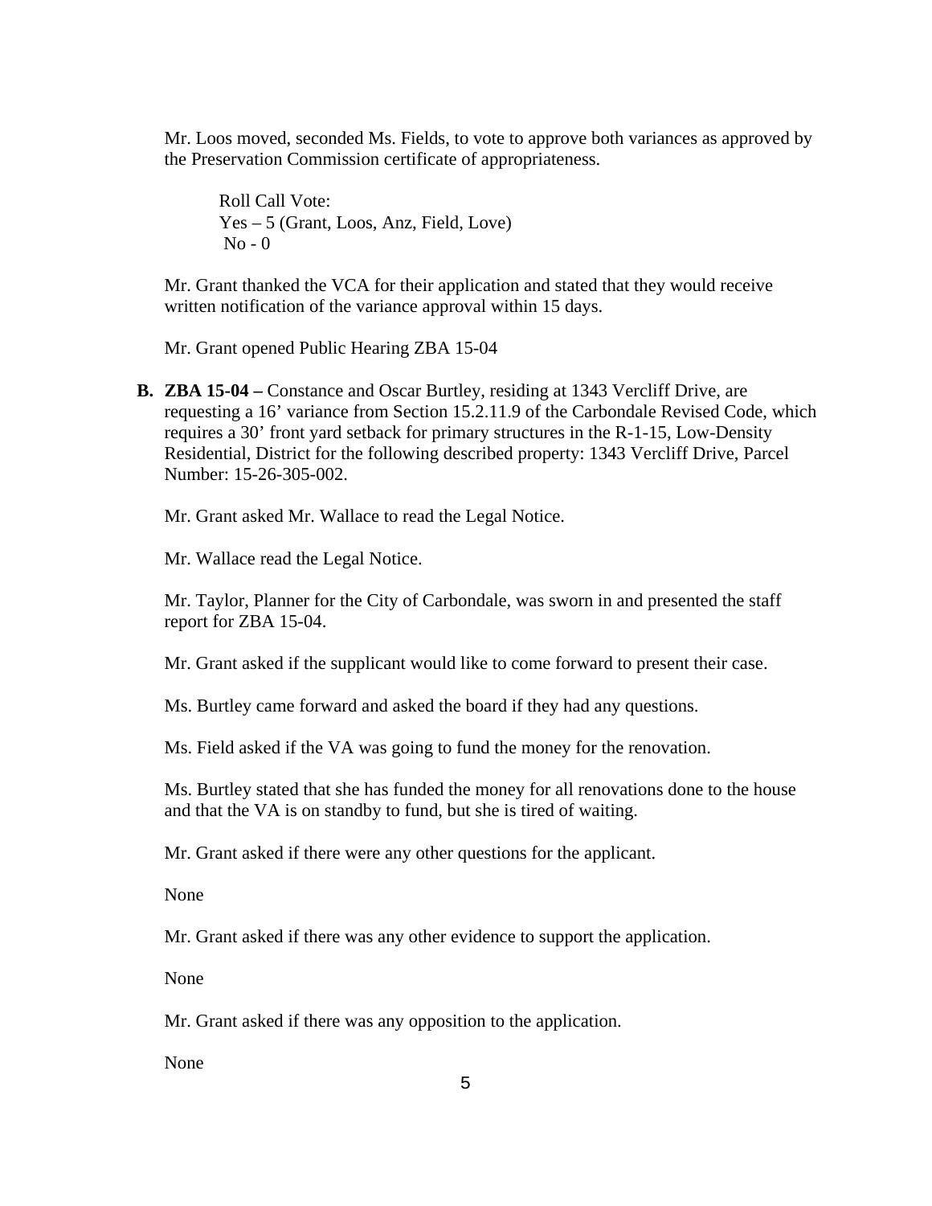Mr. Loos moved, seconded Ms. Fields, to vote to approve both variances as approved by the Preservation Commission certificate of appropriateness.

Roll Call Vote:
Yes – 5 (Grant, Loos, Anz, Field, Love)
No - 0

Mr. Grant thanked the VCA for their application and stated that they would receive written notification of the variance approval within 15 days.

Mr. Grant opened Public Hearing ZBA 15-04

**B. ZBA 15-04 –** Constance and Oscar Burtley, residing at 1343 Vercliff Drive, are requesting a 16' variance from Section 15.2.11.9 of the Carbondale Revised Code, which requires a 30' front yard setback for primary structures in the R-1-15, Low-Density Residential, District for the following described property: 1343 Vercliff Drive, Parcel Number: 15-26-305-002.

Mr. Grant asked Mr. Wallace to read the Legal Notice.

Mr. Wallace read the Legal Notice.

Mr. Taylor, Planner for the City of Carbondale, was sworn in and presented the staff report for ZBA 15-04.

Mr. Grant asked if the supplicant would like to come forward to present their case.

Ms. Burtley came forward and asked the board if they had any questions.

Ms. Field asked if the VA was going to fund the money for the renovation.

Ms. Burtley stated that she has funded the money for all renovations done to the house and that the VA is on standby to fund, but she is tired of waiting.

Mr. Grant asked if there were any other questions for the applicant.

None

Mr. Grant asked if there was any other evidence to support the application.

None

Mr. Grant asked if there was any opposition to the application.

None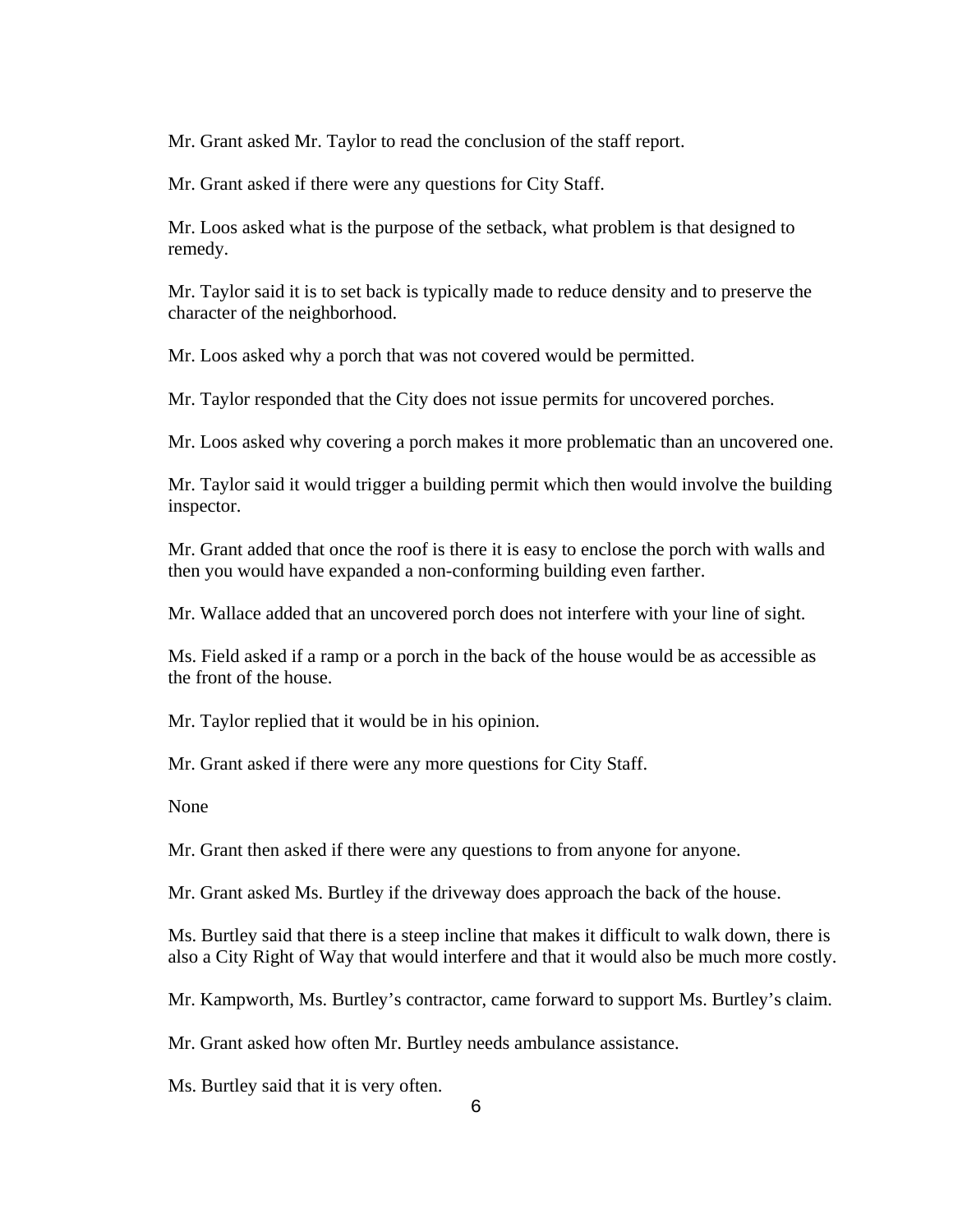Mr. Grant asked Mr. Taylor to read the conclusion of the staff report.

Mr. Grant asked if there were any questions for City Staff.

Mr. Loos asked what is the purpose of the setback, what problem is that designed to remedy.

Mr. Taylor said it is to set back is typically made to reduce density and to preserve the character of the neighborhood.

Mr. Loos asked why a porch that was not covered would be permitted.

Mr. Taylor responded that the City does not issue permits for uncovered porches.

Mr. Loos asked why covering a porch makes it more problematic than an uncovered one.

Mr. Taylor said it would trigger a building permit which then would involve the building inspector.

Mr. Grant added that once the roof is there it is easy to enclose the porch with walls and then you would have expanded a non-conforming building even farther.

Mr. Wallace added that an uncovered porch does not interfere with your line of sight.

Ms. Field asked if a ramp or a porch in the back of the house would be as accessible as the front of the house.

Mr. Taylor replied that it would be in his opinion.

Mr. Grant asked if there were any more questions for City Staff.

None

Mr. Grant then asked if there were any questions to from anyone for anyone.

Mr. Grant asked Ms. Burtley if the driveway does approach the back of the house.

Ms. Burtley said that there is a steep incline that makes it difficult to walk down, there is also a City Right of Way that would interfere and that it would also be much more costly.

Mr. Kampworth, Ms. Burtley's contractor, came forward to support Ms. Burtley's claim.

Mr. Grant asked how often Mr. Burtley needs ambulance assistance.

Ms. Burtley said that it is very often.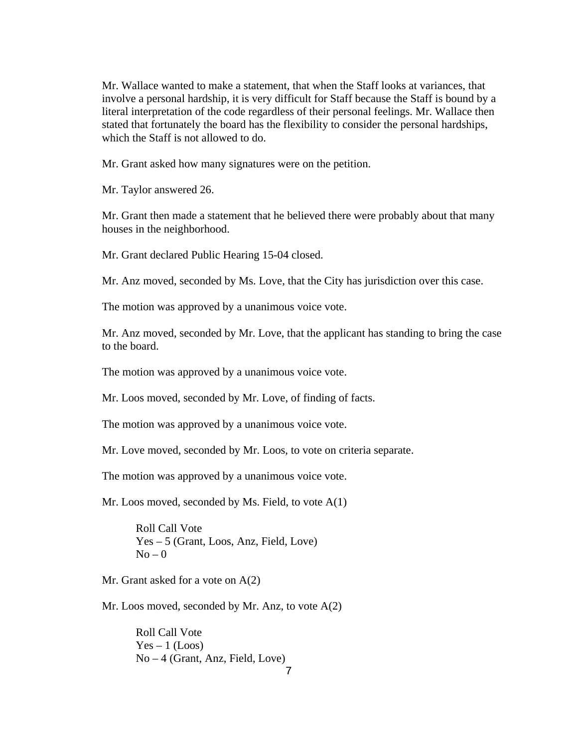Mr. Wallace wanted to make a statement, that when the Staff looks at variances, that involve a personal hardship, it is very difficult for Staff because the Staff is bound by a literal interpretation of the code regardless of their personal feelings. Mr. Wallace then stated that fortunately the board has the flexibility to consider the personal hardships, which the Staff is not allowed to do.

Mr. Grant asked how many signatures were on the petition.

Mr. Taylor answered 26.

Mr. Grant then made a statement that he believed there were probably about that many houses in the neighborhood.

Mr. Grant declared Public Hearing 15-04 closed.

Mr. Anz moved, seconded by Ms. Love, that the City has jurisdiction over this case.

The motion was approved by a unanimous voice vote.

Mr. Anz moved, seconded by Mr. Love, that the applicant has standing to bring the case to the board.

The motion was approved by a unanimous voice vote.

Mr. Loos moved, seconded by Mr. Love, of finding of facts.

The motion was approved by a unanimous voice vote.

Mr. Love moved, seconded by Mr. Loos, to vote on criteria separate.

The motion was approved by a unanimous voice vote.

Mr. Loos moved, seconded by Ms. Field, to vote A(1)

> Roll Call Vote
> Yes – 5 (Grant, Loos, Anz, Field, Love)
> No – 0

Mr. Grant asked for a vote on A(2)

Mr. Loos moved, seconded by Mr. Anz, to vote A(2)

> Roll Call Vote
> Yes – 1 (Loos)
> No – 4 (Grant, Anz, Field, Love)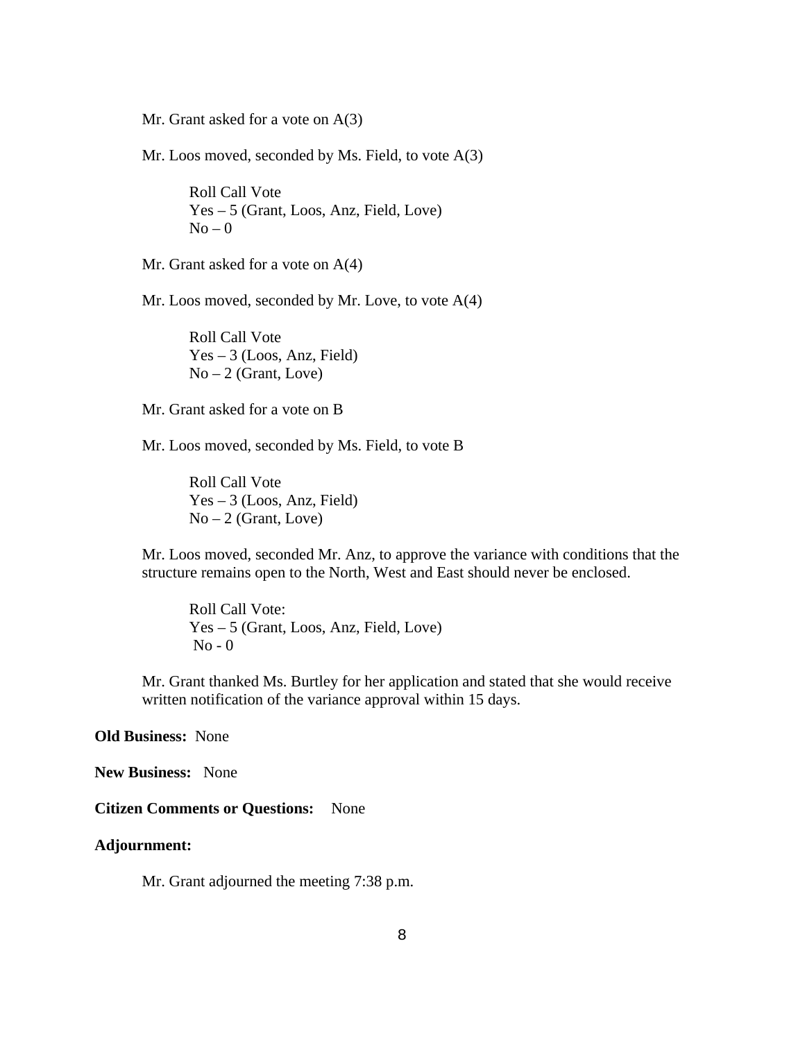Mr. Grant asked for a vote on A(3)

Mr. Loos moved, seconded by Ms. Field, to vote A(3)

Roll Call Vote
Yes – 5 (Grant, Loos, Anz, Field, Love)
No – 0

Mr. Grant asked for a vote on A(4)

Mr. Loos moved, seconded by Mr. Love, to vote A(4)

Roll Call Vote
Yes – 3 (Loos, Anz, Field)
No – 2 (Grant, Love)

Mr. Grant asked for a vote on B

Mr. Loos moved, seconded by Ms. Field, to vote B

Roll Call Vote
Yes – 3 (Loos, Anz, Field)
No – 2 (Grant, Love)

Mr. Loos moved, seconded Mr. Anz, to approve the variance with conditions that the structure remains open to the North, West and East should never be enclosed.

Roll Call Vote:
Yes – 5 (Grant, Loos, Anz, Field, Love)
No - 0

Mr. Grant thanked Ms. Burtley for her application and stated that she would receive written notification of the variance approval within 15 days.

**Old Business:** None

**New Business:** None

**Citizen Comments or Questions:** None

**Adjournment:**

Mr. Grant adjourned the meeting 7:38 p.m.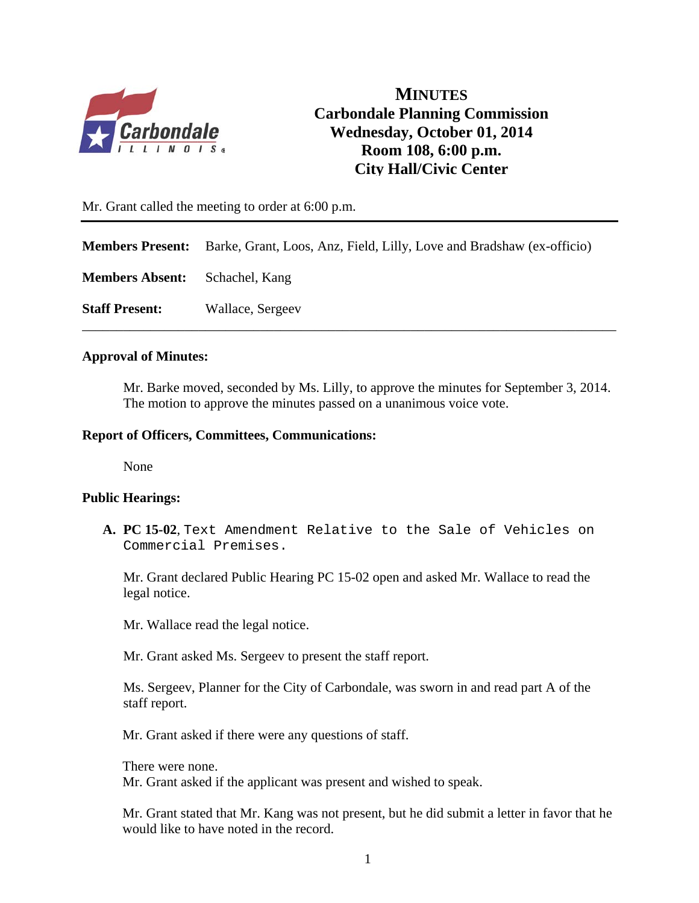# MINUTES

## Carbondale Planning Commission
## Wednesday, October 01, 2014
## Room 108, 6:00 p.m.
## City Hall/Civic Center

Mr. Grant called the meeting to order at 6:00 p.m.

---

**Members Present:** Barke, Grant, Loos, Anz, Field, Lilly, Love and Bradshaw (ex-officio)

**Members Absent:** Schachel, Kang

**Staff Present:** Wallace, Sergeev

---

**Approval of Minutes:**

Mr. Barke moved, seconded by Ms. Lilly, to approve the minutes for September 3, 2014. The motion to approve the minutes passed on a unanimous voice vote.

**Report of Officers, Committees, Communications:**

None

**Public Hearings:**

**A. PC 15-02**, Text Amendment Relative to the Sale of Vehicles on Commercial Premises.

Mr. Grant declared Public Hearing PC 15-02 open and asked Mr. Wallace to read the legal notice.

Mr. Wallace read the legal notice.

Mr. Grant asked Ms. Sergeev to present the staff report.

Ms. Sergeev, Planner for the City of Carbondale, was sworn in and read part A of the staff report.

Mr. Grant asked if there were any questions of staff.

There were none.
Mr. Grant asked if the applicant was present and wished to speak.

Mr. Grant stated that Mr. Kang was not present, but he did submit a letter in favor that he would like to have noted in the record.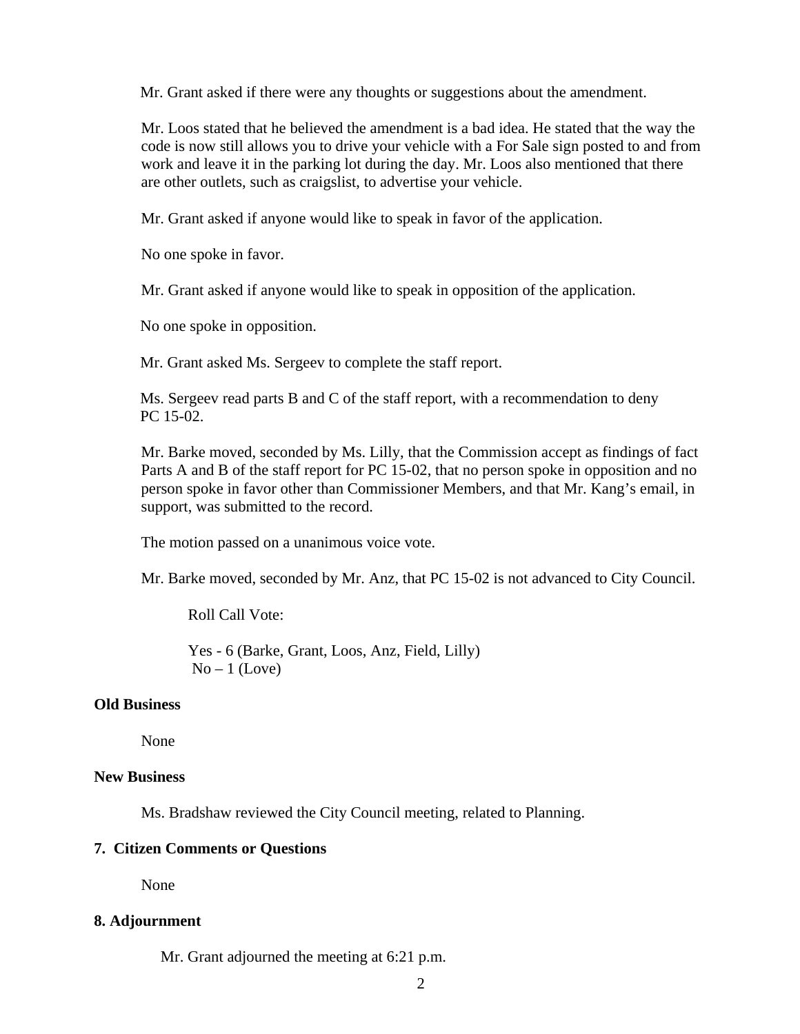Mr. Grant asked if there were any thoughts or suggestions about the amendment.

Mr. Loos stated that he believed the amendment is a bad idea. He stated that the way the code is now still allows you to drive your vehicle with a For Sale sign posted to and from work and leave it in the parking lot during the day. Mr. Loos also mentioned that there are other outlets, such as craigslist, to advertise your vehicle.

Mr. Grant asked if anyone would like to speak in favor of the application.

No one spoke in favor.

Mr. Grant asked if anyone would like to speak in opposition of the application.

No one spoke in opposition.

Mr. Grant asked Ms. Sergeev to complete the staff report.

Ms. Sergeev read parts B and C of the staff report, with a recommendation to deny PC 15-02.

Mr. Barke moved, seconded by Ms. Lilly, that the Commission accept as findings of fact Parts A and B of the staff report for PC 15-02, that no person spoke in opposition and no person spoke in favor other than Commissioner Members, and that Mr. Kang's email, in support, was submitted to the record.

The motion passed on a unanimous voice vote.

Mr. Barke moved, seconded by Mr. Anz, that PC 15-02 is not advanced to City Council.

Roll Call Vote:

Yes - 6 (Barke, Grant, Loos, Anz, Field, Lilly)
No – 1 (Love)

**Old Business**

None

**New Business**

Ms. Bradshaw reviewed the City Council meeting, related to Planning.

**7. Citizen Comments or Questions**

None

**8. Adjournment**

Mr. Grant adjourned the meeting at 6:21 p.m.